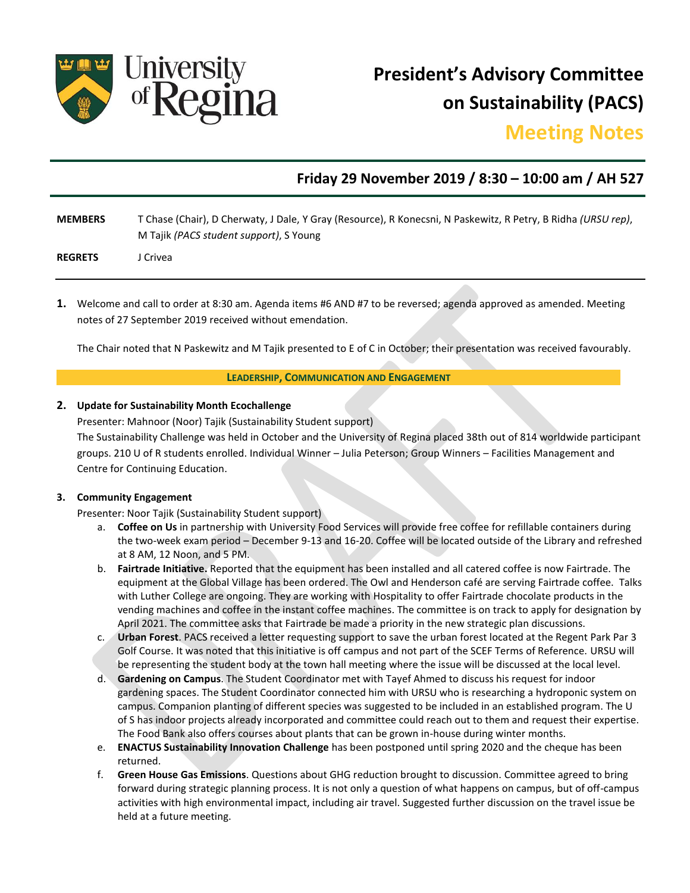University of Regina

# President's Advisory Committee on Sustainability (PACS)

## Meeting Notes

### Friday 29 November 2019 / 8:30 – 10:00 am / AH 527

**MEMBERS** T Chase (Chair), D Cherwaty, J Dale, Y Gray (Resource), R Konecsni, N Paskewitz, R Petry, B Ridha *(URSU rep)*, M Tajik *(PACS student support)*, S Young

**REGRETS** J Crivea

**1.** Welcome and call to order at 8:30 am. Agenda items #6 AND #7 to be reversed; agenda approved as amended. Meeting notes of 27 September 2019 received without emendation.

The Chair noted that N Paskewitz and M Tajik presented to E of C in October; their presentation was received favourably.

**LEADERSHIP, COMMUNICATION AND ENGAGEMENT**

**2. Update for Sustainability Month Ecochallenge**

Presenter: Mahnoor (Noor) Tajik (Sustainability Student support)

The Sustainability Challenge was held in October and the University of Regina placed 38th out of 814 worldwide participant groups. 210 U of R students enrolled. Individual Winner – Julia Peterson; Group Winners – Facilities Management and Centre for Continuing Education.

**3. Community Engagement**

Presenter: Noor Tajik (Sustainability Student support)

a. **Coffee on Us** in partnership with University Food Services will provide free coffee for refillable containers during the two-week exam period – December 9-13 and 16-20. Coffee will be located outside of the Library and refreshed at 8 AM, 12 Noon, and 5 PM.

b. **Fairtrade Initiative.** Reported that the equipment has been installed and all catered coffee is now Fairtrade. The equipment at the Global Village has been ordered. The Owl and Henderson café are serving Fairtrade coffee. Talks with Luther College are ongoing. They are working with Hospitality to offer Fairtrade chocolate products in the vending machines and coffee in the instant coffee machines. The committee is on track to apply for designation by April 2021. The committee asks that Fairtrade be made a priority in the new strategic plan discussions.

c. **Urban Forest**. PACS received a letter requesting support to save the urban forest located at the Regent Park Par 3 Golf Course. It was noted that this initiative is off campus and not part of the SCEF Terms of Reference. URSU will be representing the student body at the town hall meeting where the issue will be discussed at the local level.

d. **Gardening on Campus**. The Student Coordinator met with Tayef Ahmed to discuss his request for indoor gardening spaces. The Student Coordinator connected him with URSU who is researching a hydroponic system on campus. Companion planting of different species was suggested to be included in an established program. The U of S has indoor projects already incorporated and committee could reach out to them and request their expertise. The Food Bank also offers courses about plants that can be grown in-house during winter months.

e. **ENACTUS Sustainability Innovation Challenge** has been postponed until spring 2020 and the cheque has been returned.

f. **Green House Gas Emissions**. Questions about GHG reduction brought to discussion. Committee agreed to bring forward during strategic planning process. It is not only a question of what happens on campus, but of off-campus activities with high environmental impact, including air travel. Suggested further discussion on the travel issue be held at a future meeting.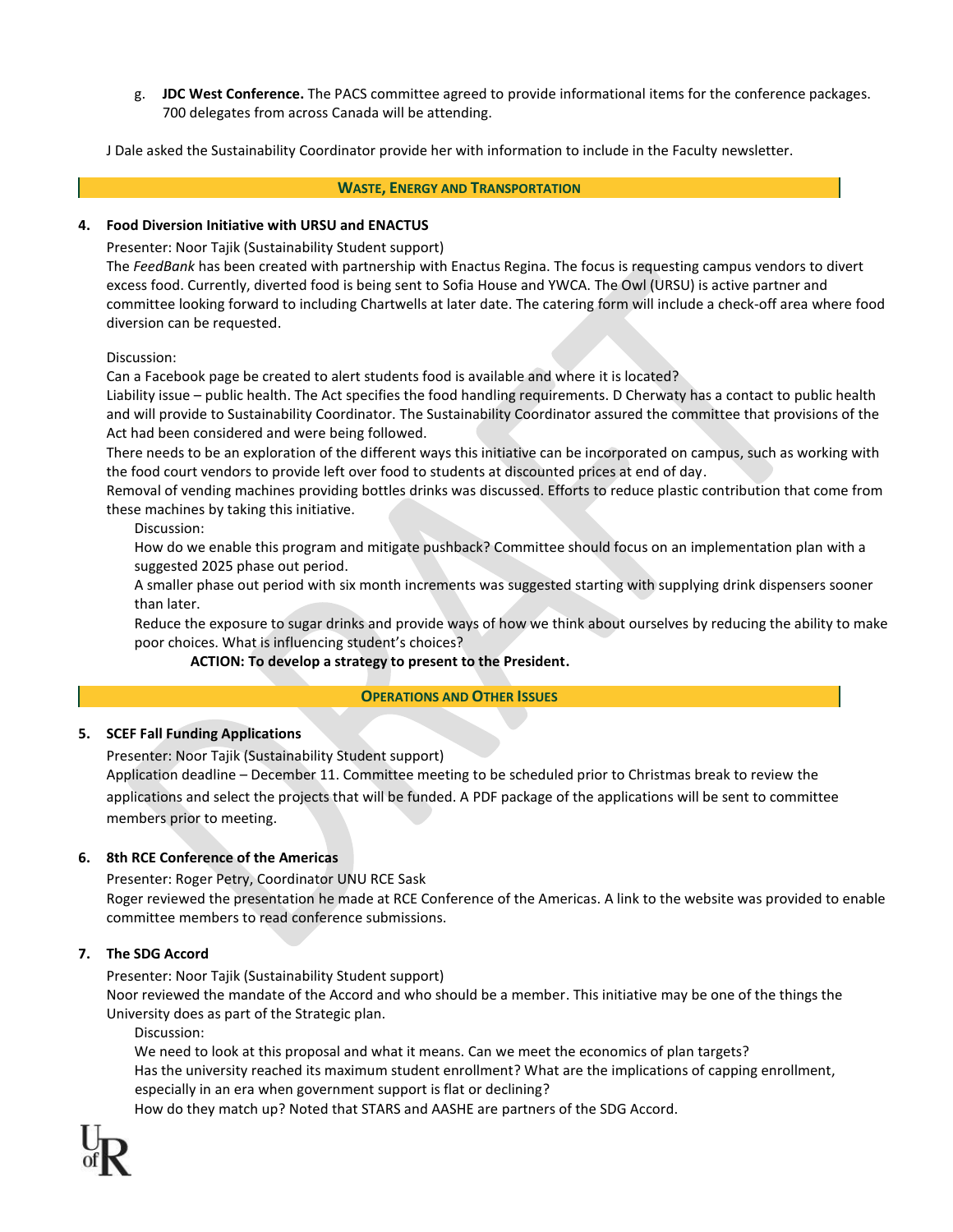g. **JDC West Conference.** The PACS committee agreed to provide informational items for the conference packages. 700 delegates from across Canada will be attending.

J Dale asked the Sustainability Coordinator provide her with information to include in the Faculty newsletter.

## WASTE, ENERGY AND TRANSPORTATION

**4. Food Diversion Initiative with URSU and ENACTUS**

Presenter: Noor Tajik (Sustainability Student support)

The *FeedBank* has been created with partnership with Enactus Regina. The focus is requesting campus vendors to divert excess food. Currently, diverted food is being sent to Sofia House and YWCA. The Owl (URSU) is active partner and committee looking forward to including Chartwells at later date. The catering form will include a check-off area where food diversion can be requested.

Discussion:

Can a Facebook page be created to alert students food is available and where it is located?

Liability issue – public health. The Act specifies the food handling requirements. D Cherwaty has a contact to public health and will provide to Sustainability Coordinator. The Sustainability Coordinator assured the committee that provisions of the Act had been considered and were being followed.

There needs to be an exploration of the different ways this initiative can be incorporated on campus, such as working with the food court vendors to provide left over food to students at discounted prices at end of day.

Removal of vending machines providing bottles drinks was discussed. Efforts to reduce plastic contribution that come from these machines by taking this initiative.

Discussion:

How do we enable this program and mitigate pushback? Committee should focus on an implementation plan with a suggested 2025 phase out period.

A smaller phase out period with six month increments was suggested starting with supplying drink dispensers sooner than later.

Reduce the exposure to sugar drinks and provide ways of how we think about ourselves by reducing the ability to make poor choices. What is influencing student's choices?

**ACTION: To develop a strategy to present to the President.**

## OPERATIONS AND OTHER ISSUES

**5. SCEF Fall Funding Applications**

Presenter: Noor Tajik (Sustainability Student support)

Application deadline – December 11. Committee meeting to be scheduled prior to Christmas break to review the applications and select the projects that will be funded. A PDF package of the applications will be sent to committee members prior to meeting.

**6. 8th RCE Conference of the Americas**

Presenter: Roger Petry, Coordinator UNU RCE Sask

Roger reviewed the presentation he made at RCE Conference of the Americas. A link to the website was provided to enable committee members to read conference submissions.

**7. The SDG Accord**

Presenter: Noor Tajik (Sustainability Student support)

Noor reviewed the mandate of the Accord and who should be a member. This initiative may be one of the things the University does as part of the Strategic plan.

Discussion:

We need to look at this proposal and what it means. Can we meet the economics of plan targets?

Has the university reached its maximum student enrollment? What are the implications of capping enrollment, especially in an era when government support is flat or declining?

How do they match up? Noted that STARS and AASHE are partners of the SDG Accord.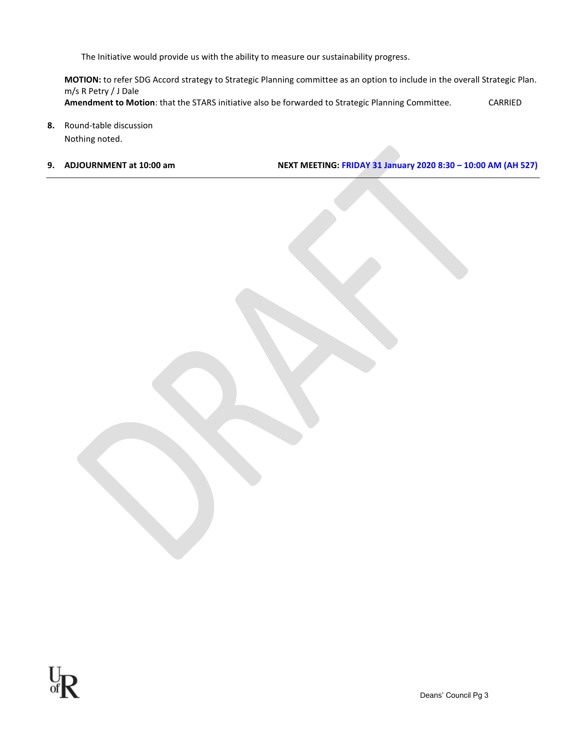The Initiative would provide us with the ability to measure our sustainability progress.

**MOTION:** to refer SDG Accord strategy to Strategic Planning committee as an option to include in the overall Strategic Plan.
m/s R Petry / J Dale
**Amendment to Motion**: that the STARS initiative also be forwarded to Strategic Planning Committee. CARRIED

**8.** Round-table discussion
Nothing noted.

**9. ADJOURNMENT at 10:00 am** **NEXT MEETING: FRIDAY 31 January 2020 8:30 – 10:00 AM (AH 527)**

---

DRAFT